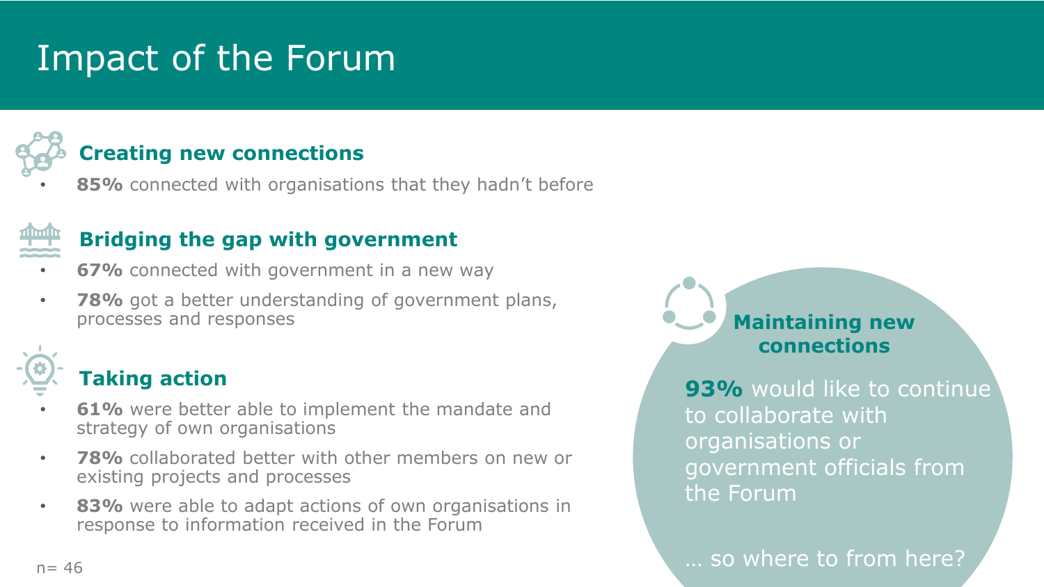# Impact of the Forum

## Creating new connections

- **85%** connected with organisations that they hadn't before

## Bridging the gap with government

- **67%** connected with government in a new way
- **78%** got a better understanding of government plans, processes and responses

## Taking action

- **61%** were better able to implement the mandate and strategy of own organisations
- **78%** collaborated better with other members on new or existing projects and processes
- **83%** were able to adapt actions of own organisations in response to information received in the Forum

## Maintaining new connections

**93%** would like to continue to collaborate with organisations or government officials from the Forum

… so where to from here?

n= 46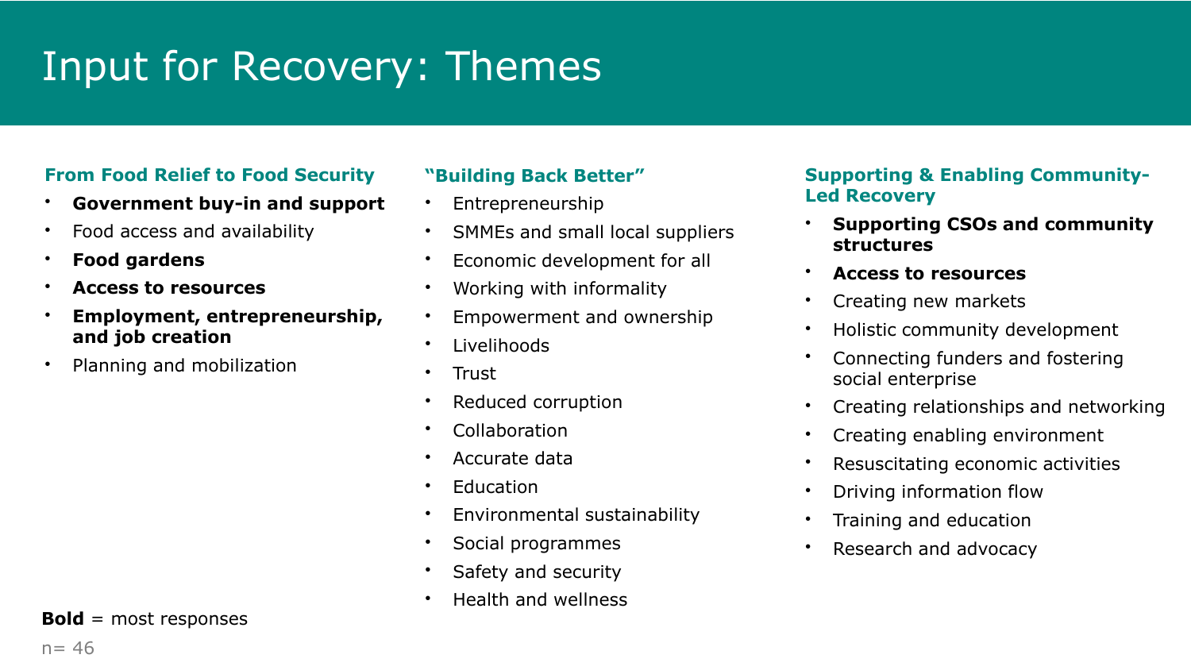# Input for Recovery: Themes

### From Food Relief to Food Security

- **Government buy-in and support**
- Food access and availability
- **Food gardens**
- **Access to resources**
- **Employment, entrepreneurship, and job creation**
- Planning and mobilization

### "Building Back Better"

- Entrepreneurship
- SMMEs and small local suppliers
- Economic development for all
- Working with informality
- Empowerment and ownership
- Livelihoods
- Trust
- Reduced corruption
- Collaboration
- Accurate data
- Education
- Environmental sustainability
- Social programmes
- Safety and security
- Health and wellness

### Supporting & Enabling Community-Led Recovery

- **Supporting CSOs and community structures**
- **Access to resources**
- Creating new markets
- Holistic community development
- Connecting funders and fostering social enterprise
- Creating relationships and networking
- Creating enabling environment
- Resuscitating economic activities
- Driving information flow
- Training and education
- Research and advocacy

**Bold** = most responses

n= 46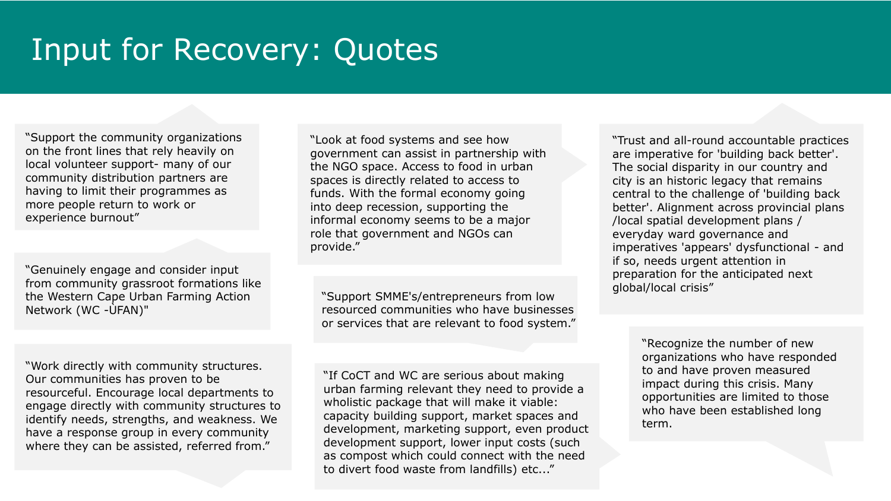# Input for Recovery: Quotes

"Support the community organizations on the front lines that rely heavily on local volunteer support- many of our community distribution partners are having to limit their programmes as more people return to work or experience burnout"

"Genuinely engage and consider input from community grassroot formations like the Western Cape Urban Farming Action Network (WC -UFAN)"

"Work directly with community structures. Our communities has proven to be resourceful. Encourage local departments to engage directly with community structures to identify needs, strengths, and weakness. We have a response group in every community where they can be assisted, referred from."

"Look at food systems and see how government can assist in partnership with the NGO space. Access to food in urban spaces is directly related to access to funds. With the formal economy going into deep recession, supporting the informal economy seems to be a major role that government and NGOs can provide."

"Support SMME's/entrepreneurs from low resourced communities who have businesses or services that are relevant to food system."

"If CoCT and WC are serious about making urban farming relevant they need to provide a wholistic package that will make it viable: capacity building support, market spaces and development, marketing support, even product development support, lower input costs (such as compost which could connect with the need to divert food waste from landfills) etc..."

"Trust and all-round accountable practices are imperative for 'building back better'. The social disparity in our country and city is an historic legacy that remains central to the challenge of 'building back better'. Alignment across provincial plans /local spatial development plans / everyday ward governance and imperatives 'appears' dysfunctional - and if so, needs urgent attention in preparation for the anticipated next global/local crisis"

"Recognize the number of new organizations who have responded to and have proven measured impact during this crisis. Many opportunities are limited to those who have been established long term.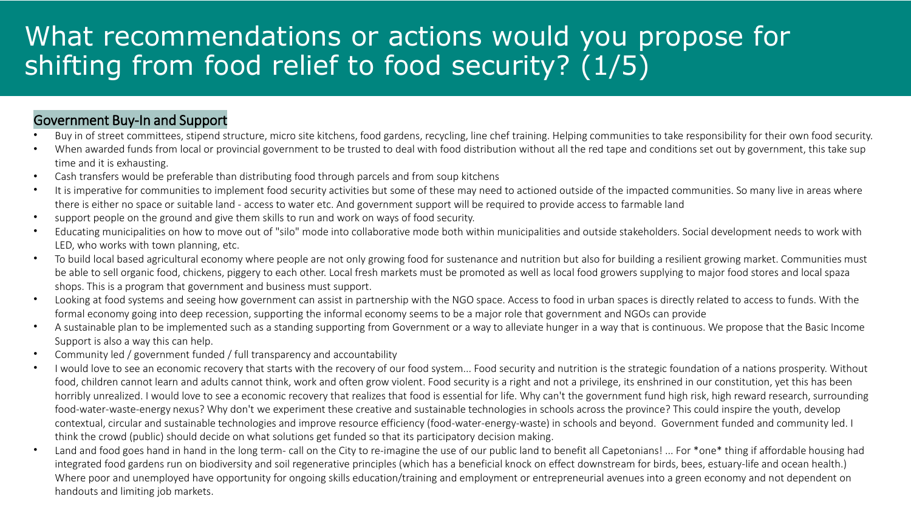# What recommendations or actions would you propose for shifting from food relief to food security? (1/5)

## Government Buy-In and Support

- Buy in of street committees, stipend structure, micro site kitchens, food gardens, recycling, line chef training. Helping communities to take responsibility for their own food security.
- When awarded funds from local or provincial government to be trusted to deal with food distribution without all the red tape and conditions set out by government, this take sup time and it is exhausting.
- Cash transfers would be preferable than distributing food through parcels and from soup kitchens
- It is imperative for communities to implement food security activities but some of these may need to actioned outside of the impacted communities. So many live in areas where there is either no space or suitable land - access to water etc. And government support will be required to provide access to farmable land
- support people on the ground and give them skills to run and work on ways of food security.
- Educating municipalities on how to move out of "silo" mode into collaborative mode both within municipalities and outside stakeholders. Social development needs to work with LED, who works with town planning, etc.
- To build local based agricultural economy where people are not only growing food for sustenance and nutrition but also for building a resilient growing market. Communities must be able to sell organic food, chickens, piggery to each other. Local fresh markets must be promoted as well as local food growers supplying to major food stores and local spaza shops. This is a program that government and business must support.
- Looking at food systems and seeing how government can assist in partnership with the NGO space. Access to food in urban spaces is directly related to access to funds. With the formal economy going into deep recession, supporting the informal economy seems to be a major role that government and NGOs can provide
- A sustainable plan to be implemented such as a standing supporting from Government or a way to alleviate hunger in a way that is continuous. We propose that the Basic Income Support is also a way this can help.
- Community led / government funded / full transparency and accountability
- I would love to see an economic recovery that starts with the recovery of our food system... Food security and nutrition is the strategic foundation of a nations prosperity. Without food, children cannot learn and adults cannot think, work and often grow violent. Food security is a right and not a privilege, its enshrined in our constitution, yet this has been horribly unrealized. I would love to see a economic recovery that realizes that food is essential for life. Why can't the government fund high risk, high reward research, surrounding food-water-waste-energy nexus? Why don't we experiment these creative and sustainable technologies in schools across the province? This could inspire the youth, develop contextual, circular and sustainable technologies and improve resource efficiency (food-water-energy-waste) in schools and beyond. Government funded and community led. I think the crowd (public) should decide on what solutions get funded so that its participatory decision making.
- Land and food goes hand in hand in the long term- call on the City to re-imagine the use of our public land to benefit all Capetonians! ... For *one* thing if affordable housing had integrated food gardens run on biodiversity and soil regenerative principles (which has a beneficial knock on effect downstream for birds, bees, estuary-life and ocean health.) Where poor and unemployed have opportunity for ongoing skills education/training and employment or entrepreneurial avenues into a green economy and not dependent on handouts and limiting job markets.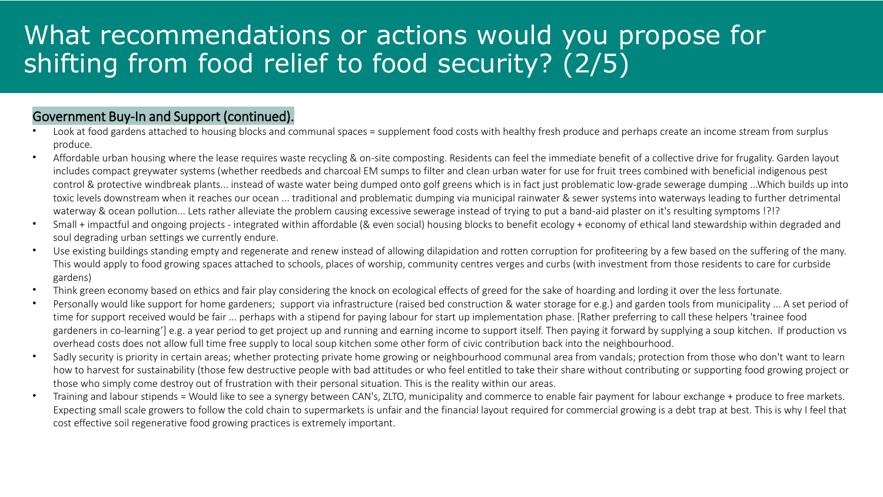# What recommendations or actions would you propose for shifting from food relief to food security? (2/5)

## Government Buy-In and Support (continued).

- Look at food gardens attached to housing blocks and communal spaces = supplement food costs with healthy fresh produce and perhaps create an income stream from surplus produce.
- Affordable urban housing where the lease requires waste recycling & on-site composting. Residents can feel the immediate benefit of a collective drive for frugality. Garden layout includes compact greywater systems (whether reedbeds and charcoal EM sumps to filter and clean urban water for use for fruit trees combined with beneficial indigenous pest control & protective windbreak plants... instead of waste water being dumped onto golf greens which is in fact just problematic low-grade sewerage dumping ...Which builds up into toxic levels downstream when it reaches our ocean ... traditional and problematic dumping via municipal rainwater & sewer systems into waterways leading to further detrimental waterway & ocean pollution... Lets rather alleviate the problem causing excessive sewerage instead of trying to put a band-aid plaster on it's resulting symptoms !?!?
- Small + impactful and ongoing projects - integrated within affordable (& even social) housing blocks to benefit ecology + economy of ethical land stewardship within degraded and soul degrading urban settings we currently endure.
- Use existing buildings standing empty and regenerate and renew instead of allowing dilapidation and rotten corruption for profiteering by a few based on the suffering of the many. This would apply to food growing spaces attached to schools, places of worship, community centres verges and curbs (with investment from those residents to care for curbside gardens)
- Think green economy based on ethics and fair play considering the knock on ecological effects of greed for the sake of hoarding and lording it over the less fortunate.
- Personally would like support for home gardeners; support via infrastructure (raised bed construction & water storage for e.g.) and garden tools from municipality ... A set period of time for support received would be fair ... perhaps with a stipend for paying labour for start up implementation phase. [Rather preferring to call these helpers 'trainee food gardeners in co-learning'] e.g. a year period to get project up and running and earning income to support itself. Then paying it forward by supplying a soup kitchen. If production vs overhead costs does not allow full time free supply to local soup kitchen some other form of civic contribution back into the neighbourhood.
- Sadly security is priority in certain areas; whether protecting private home growing or neighbourhood communal area from vandals; protection from those who don't want to learn how to harvest for sustainability (those few destructive people with bad attitudes or who feel entitled to take their share without contributing or supporting food growing project or those who simply come destroy out of frustration with their personal situation. This is the reality within our areas.
- Training and labour stipends = Would like to see a synergy between CAN's, ZLTO, municipality and commerce to enable fair payment for labour exchange + produce to free markets. Expecting small scale growers to follow the cold chain to supermarkets is unfair and the financial layout required for commercial growing is a debt trap at best. This is why I feel that cost effective soil regenerative food growing practices is extremely important.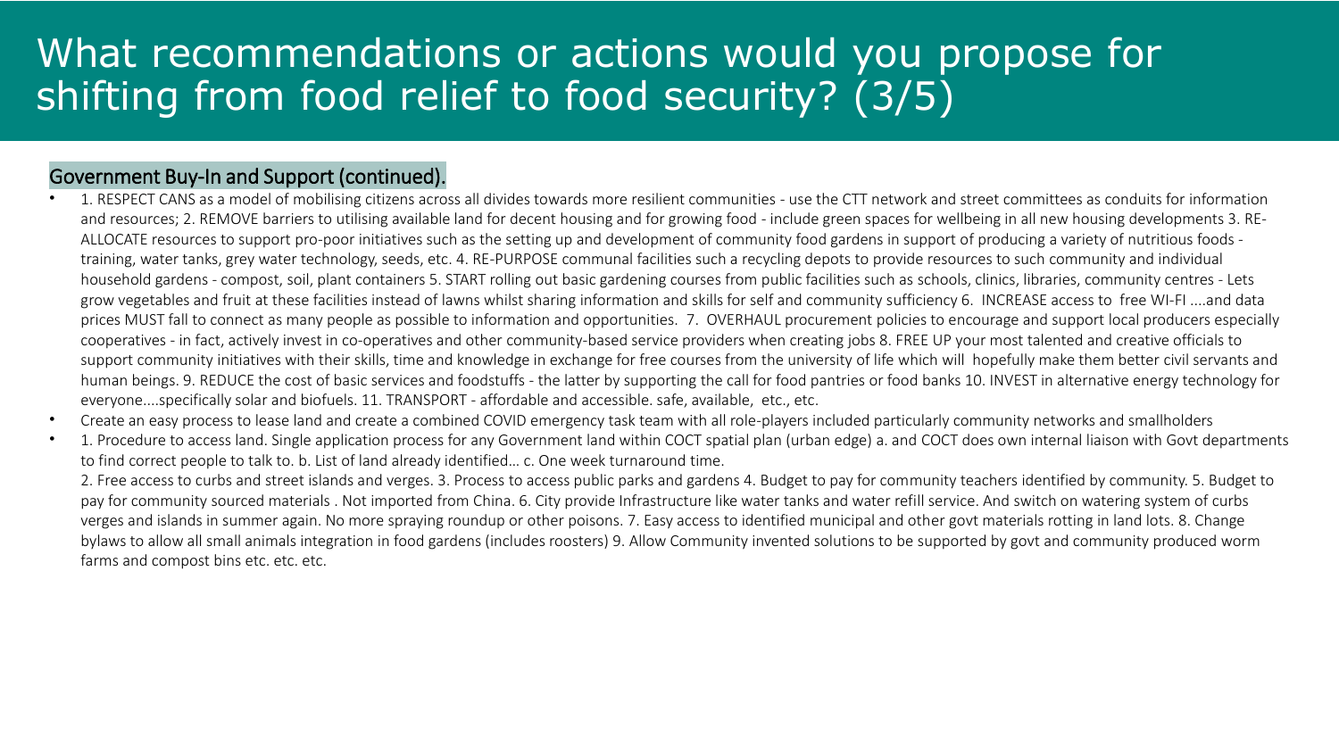# What recommendations or actions would you propose for shifting from food relief to food security? (3/5)

## Government Buy-In and Support (continued).

- 1. RESPECT CANS as a model of mobilising citizens across all divides towards more resilient communities - use the CTT network and street committees as conduits for information and resources; 2. REMOVE barriers to utilising available land for decent housing and for growing food - include green spaces for wellbeing in all new housing developments 3. RE-ALLOCATE resources to support pro-poor initiatives such as the setting up and development of community food gardens in support of producing a variety of nutritious foods - training, water tanks, grey water technology, seeds, etc. 4. RE-PURPOSE communal facilities such a recycling depots to provide resources to such community and individual household gardens - compost, soil, plant containers 5. START rolling out basic gardening courses from public facilities such as schools, clinics, libraries, community centres - Lets grow vegetables and fruit at these facilities instead of lawns whilst sharing information and skills for self and community sufficiency 6. INCREASE access to free WI-FI ....and data prices MUST fall to connect as many people as possible to information and opportunities. 7. OVERHAUL procurement policies to encourage and support local producers especially cooperatives - in fact, actively invest in co-operatives and other community-based service providers when creating jobs 8. FREE UP your most talented and creative officials to support community initiatives with their skills, time and knowledge in exchange for free courses from the university of life which will hopefully make them better civil servants and human beings. 9. REDUCE the cost of basic services and foodstuffs - the latter by supporting the call for food pantries or food banks 10. INVEST in alternative energy technology for everyone....specifically solar and biofuels. 11. TRANSPORT - affordable and accessible. safe, available, etc., etc.
- Create an easy process to lease land and create a combined COVID emergency task team with all role-players included particularly community networks and smallholders
- 1. Procedure to access land. Single application process for any Government land within COCT spatial plan (urban edge) a. and COCT does own internal liaison with Govt departments to find correct people to talk to. b. List of land already identified… c. One week turnaround time.

  2. Free access to curbs and street islands and verges. 3. Process to access public parks and gardens 4. Budget to pay for community teachers identified by community. 5. Budget to pay for community sourced materials . Not imported from China. 6. City provide Infrastructure like water tanks and water refill service. And switch on watering system of curbs verges and islands in summer again. No more spraying roundup or other poisons. 7. Easy access to identified municipal and other govt materials rotting in land lots. 8. Change bylaws to allow all small animals integration in food gardens (includes roosters) 9. Allow Community invented solutions to be supported by govt and community produced worm farms and compost bins etc. etc. etc.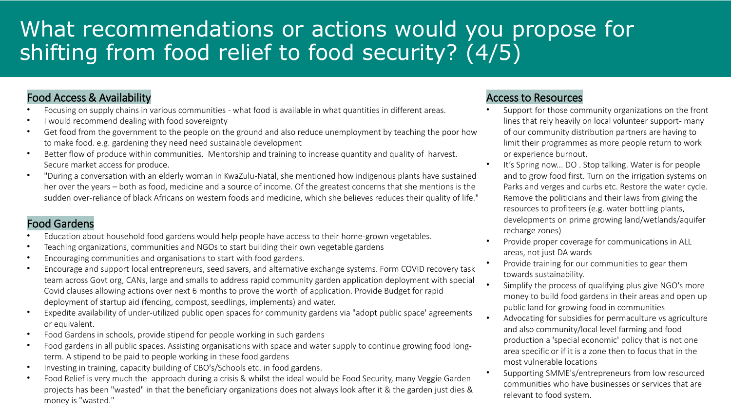# What recommendations or actions would you propose for shifting from food relief to food security? (4/5)

## Food Access & Availability

- Focusing on supply chains in various communities - what food is available in what quantities in different areas.
- I would recommend dealing with food sovereignty
- Get food from the government to the people on the ground and also reduce unemployment by teaching the poor how to make food. e.g. gardening they need need sustainable development
- Better flow of produce within communities. Mentorship and training to increase quantity and quality of harvest. Secure market access for produce.
- "During a conversation with an elderly woman in KwaZulu-Natal, she mentioned how indigenous plants have sustained her over the years – both as food, medicine and a source of income. Of the greatest concerns that she mentions is the sudden over-reliance of black Africans on western foods and medicine, which she believes reduces their quality of life."

## Food Gardens

- Education about household food gardens would help people have access to their home-grown vegetables.
- Teaching organizations, communities and NGOs to start building their own vegetable gardens
- Encouraging communities and organisations to start with food gardens.
- Encourage and support local entrepreneurs, seed savers, and alternative exchange systems. Form COVID recovery task team across Govt org, CANs, large and smalls to address rapid community garden application deployment with special Covid clauses allowing actions over next 6 months to prove the worth of application. Provide Budget for rapid deployment of startup aid (fencing, compost, seedlings, implements) and water.
- Expedite availability of under-utilized public open spaces for community gardens via "adopt public space' agreements or equivalent.
- Food Gardens in schools, provide stipend for people working in such gardens
- Food gardens in all public spaces. Assisting organisations with space and water supply to continue growing food long-term. A stipend to be paid to people working in these food gardens
- Investing in training, capacity building of CBO's/Schools etc. in food gardens.
- Food Relief is very much the approach during a crisis & whilst the ideal would be Food Security, many Veggie Garden projects has been "wasted" in that the beneficiary organizations does not always look after it & the garden just dies & money is "wasted."

## Access to Resources

- Support for those community organizations on the front lines that rely heavily on local volunteer support- many of our community distribution partners are having to limit their programmes as more people return to work or experience burnout.
- It's Spring now... DO . Stop talking. Water is for people and to grow food first. Turn on the irrigation systems on Parks and verges and curbs etc. Restore the water cycle. Remove the politicians and their laws from giving the resources to profiteers (e.g. water bottling plants, developments on prime growing land/wetlands/aquifer recharge zones)
- Provide proper coverage for communications in ALL areas, not just DA wards
- Provide training for our communities to gear them towards sustainability.
- Simplify the process of qualifying plus give NGO's more money to build food gardens in their areas and open up public land for growing food in communities
- Advocating for subsidies for permaculture vs agriculture and also community/local level farming and food production a 'special economic' policy that is not one area specific or if it is a zone then to focus that in the most vulnerable locations
- Supporting SMME's/entrepreneurs from low resourced communities who have businesses or services that are relevant to food system.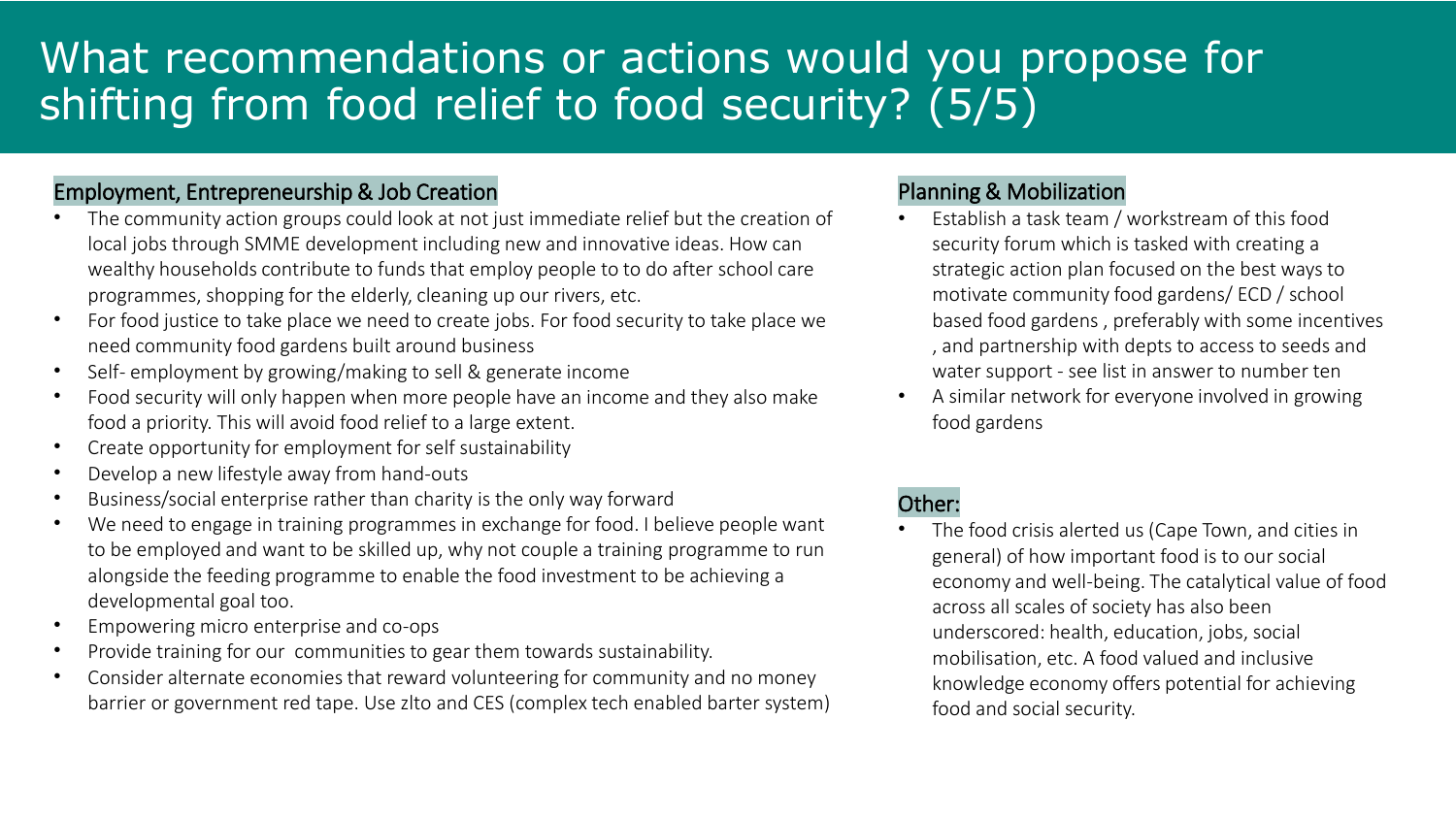# What recommendations or actions would you propose for shifting from food relief to food security? (5/5)

## Employment, Entrepreneurship & Job Creation

- The community action groups could look at not just immediate relief but the creation of local jobs through SMME development including new and innovative ideas. How can wealthy households contribute to funds that employ people to to do after school care programmes, shopping for the elderly, cleaning up our rivers, etc.
- For food justice to take place we need to create jobs. For food security to take place we need community food gardens built around business
- Self- employment by growing/making to sell & generate income
- Food security will only happen when more people have an income and they also make food a priority. This will avoid food relief to a large extent.
- Create opportunity for employment for self sustainability
- Develop a new lifestyle away from hand-outs
- Business/social enterprise rather than charity is the only way forward
- We need to engage in training programmes in exchange for food. I believe people want to be employed and want to be skilled up, why not couple a training programme to run alongside the feeding programme to enable the food investment to be achieving a developmental goal too.
- Empowering micro enterprise and co-ops
- Provide training for our communities to gear them towards sustainability.
- Consider alternate economies that reward volunteering for community and no money barrier or government red tape. Use zlto and CES (complex tech enabled barter system)

## Planning & Mobilization

- Establish a task team / workstream of this food security forum which is tasked with creating a strategic action plan focused on the best ways to motivate community food gardens/ ECD / school based food gardens , preferably with some incentives , and partnership with depts to access to seeds and water support - see list in answer to number ten
- A similar network for everyone involved in growing food gardens

## Other:

- The food crisis alerted us (Cape Town, and cities in general) of how important food is to our social economy and well-being. The catalytical value of food across all scales of society has also been underscored: health, education, jobs, social mobilisation, etc. A food valued and inclusive knowledge economy offers potential for achieving food and social security.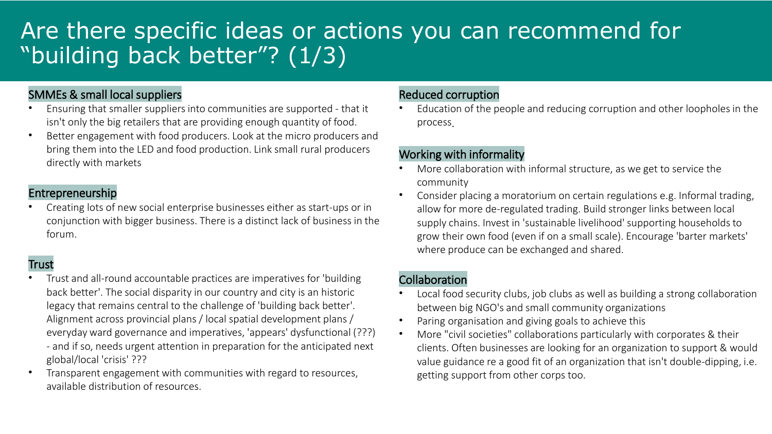# Are there specific ideas or actions you can recommend for "building back better"? (1/3)

### SMMEs & small local suppliers

- Ensuring that smaller suppliers into communities are supported - that it isn't only the big retailers that are providing enough quantity of food.
- Better engagement with food producers. Look at the micro producers and bring them into the LED and food production. Link small rural producers directly with markets

### Entrepreneurship

- Creating lots of new social enterprise businesses either as start-ups or in conjunction with bigger business. There is a distinct lack of business in the forum.

### Trust

- Trust and all-round accountable practices are imperatives for 'building back better'. The social disparity in our country and city is an historic legacy that remains central to the challenge of 'building back better'. Alignment across provincial plans / local spatial development plans / everyday ward governance and imperatives, 'appears' dysfunctional (???) - and if so, needs urgent attention in preparation for the anticipated next global/local 'crisis' ???
- Transparent engagement with communities with regard to resources, available distribution of resources.

### Reduced corruption

- Education of the people and reducing corruption and other loopholes in the process.

### Working with informality

- More collaboration with informal structure, as we get to service the community
- Consider placing a moratorium on certain regulations e.g. Informal trading, allow for more de-regulated trading. Build stronger links between local supply chains. Invest in 'sustainable livelihood' supporting households to grow their own food (even if on a small scale). Encourage 'barter markets' where produce can be exchanged and shared.

### Collaboration

- Local food security clubs, job clubs as well as building a strong collaboration between big NGO's and small community organizations
- Paring organisation and giving goals to achieve this
- More "civil societies" collaborations particularly with corporates & their clients. Often businesses are looking for an organization to support & would value guidance re a good fit of an organization that isn't double-dipping, i.e. getting support from other corps too.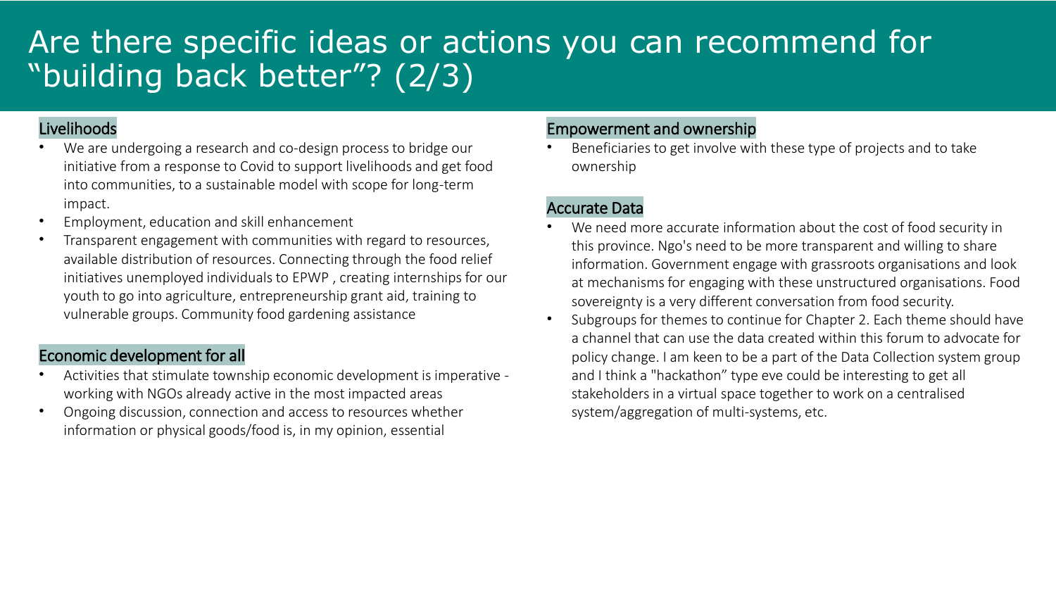# Are there specific ideas or actions you can recommend for "building back better"? (2/3)

## Livelihoods

- We are undergoing a research and co-design process to bridge our initiative from a response to Covid to support livelihoods and get food into communities, to a sustainable model with scope for long-term impact.
- Employment, education and skill enhancement
- Transparent engagement with communities with regard to resources, available distribution of resources. Connecting through the food relief initiatives unemployed individuals to EPWP , creating internships for our youth to go into agriculture, entrepreneurship grant aid, training to vulnerable groups. Community food gardening assistance

## Economic development for all

- Activities that stimulate township economic development is imperative - working with NGOs already active in the most impacted areas
- Ongoing discussion, connection and access to resources whether information or physical goods/food is, in my opinion, essential

## Empowerment and ownership

- Beneficiaries to get involve with these type of projects and to take ownership

## Accurate Data

- We need more accurate information about the cost of food security in this province. Ngo's need to be more transparent and willing to share information. Government engage with grassroots organisations and look at mechanisms for engaging with these unstructured organisations. Food sovereignty is a very different conversation from food security.
- Subgroups for themes to continue for Chapter 2. Each theme should have a channel that can use the data created within this forum to advocate for policy change. I am keen to be a part of the Data Collection system group and I think a "hackathon" type eve could be interesting to get all stakeholders in a virtual space together to work on a centralised system/aggregation of multi-systems, etc.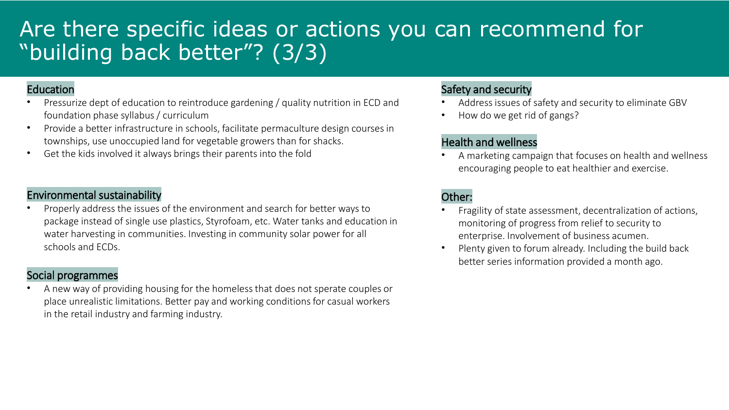# Are there specific ideas or actions you can recommend for "building back better"? (3/3)

## Education

- Pressurize dept of education to reintroduce gardening / quality nutrition in ECD and foundation phase syllabus / curriculum
- Provide a better infrastructure in schools, facilitate permaculture design courses in townships, use unoccupied land for vegetable growers than for shacks.
- Get the kids involved it always brings their parents into the fold

## Environmental sustainability

- Properly address the issues of the environment and search for better ways to package instead of single use plastics, Styrofoam, etc. Water tanks and education in water harvesting in communities. Investing in community solar power for all schools and ECDs.

## Social programmes

- A new way of providing housing for the homeless that does not sperate couples or place unrealistic limitations. Better pay and working conditions for casual workers in the retail industry and farming industry.

## Safety and security

- Address issues of safety and security to eliminate GBV
- How do we get rid of gangs?

## Health and wellness

- A marketing campaign that focuses on health and wellness encouraging people to eat healthier and exercise.

## Other:

- Fragility of state assessment, decentralization of actions, monitoring of progress from relief to security to enterprise. Involvement of business acumen.
- Plenty given to forum already. Including the build back better series information provided a month ago.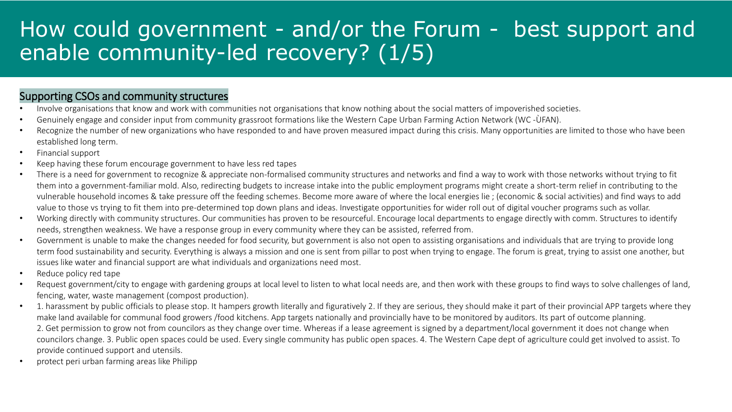# How could government - and/or the Forum - best support and enable community-led recovery? (1/5)

## Supporting CSOs and community structures

- Involve organisations that know and work with communities not organisations that know nothing about the social matters of impoverished societies.
- Genuinely engage and consider input from community grassroot formations like the Western Cape Urban Farming Action Network (WC -ÙFAN).
- Recognize the number of new organizations who have responded to and have proven measured impact during this crisis. Many opportunities are limited to those who have been established long term.
- Financial support
- Keep having these forum encourage government to have less red tapes
- There is a need for government to recognize & appreciate non-formalised community structures and networks and find a way to work with those networks without trying to fit them into a government-familiar mold. Also, redirecting budgets to increase intake into the public employment programs might create a short-term relief in contributing to the vulnerable household incomes & take pressure off the feeding schemes. Become more aware of where the local energies lie ; (economic & social activities) and find ways to add value to those vs trying to fit them into pre-determined top down plans and ideas. Investigate opportunities for wider roll out of digital voucher programs such as vollar.
- Working directly with community structures. Our communities has proven to be resourceful. Encourage local departments to engage directly with comm. Structures to identify needs, strengthen weakness. We have a response group in every community where they can be assisted, referred from.
- Government is unable to make the changes needed for food security, but government is also not open to assisting organisations and individuals that are trying to provide long term food sustainability and security. Everything is always a mission and one is sent from pillar to post when trying to engage. The forum is great, trying to assist one another, but issues like water and financial support are what individuals and organizations need most.
- Reduce policy red tape
- Request government/city to engage with gardening groups at local level to listen to what local needs are, and then work with these groups to find ways to solve challenges of land, fencing, water, waste management (compost production).
- 1. harassment by public officials to please stop. It hampers growth literally and figuratively 2. If they are serious, they should make it part of their provincial APP targets where they make land available for communal food growers /food kitchens. App targets nationally and provincially have to be monitored by auditors. Its part of outcome planning. 2. Get permission to grow not from councilors as they change over time. Whereas if a lease agreement is signed by a department/local government it does not change when councilors change. 3. Public open spaces could be used. Every single community has public open spaces. 4. The Western Cape dept of agriculture could get involved to assist. To provide continued support and utensils.
- protect peri urban farming areas like Philipp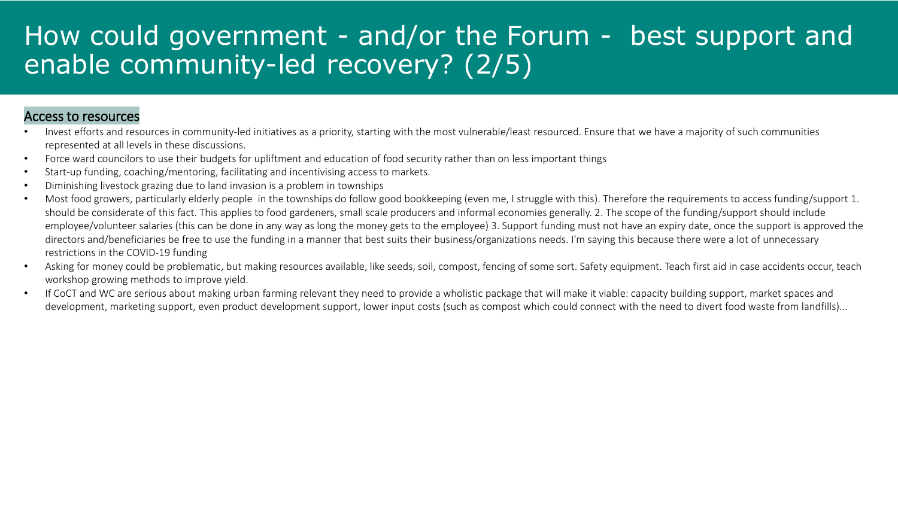# How could government - and/or the Forum - best support and enable community-led recovery? (2/5)

## Access to resources

- Invest efforts and resources in community-led initiatives as a priority, starting with the most vulnerable/least resourced. Ensure that we have a majority of such communities represented at all levels in these discussions.
- Force ward councilors to use their budgets for upliftment and education of food security rather than on less important things
- Start-up funding, coaching/mentoring, facilitating and incentivising access to markets.
- Diminishing livestock grazing due to land invasion is a problem in townships
- Most food growers, particularly elderly people in the townships do follow good bookkeeping (even me, I struggle with this). Therefore the requirements to access funding/support 1. should be considerate of this fact. This applies to food gardeners, small scale producers and informal economies generally. 2. The scope of the funding/support should include employee/volunteer salaries (this can be done in any way as long the money gets to the employee) 3. Support funding must not have an expiry date, once the support is approved the directors and/beneficiaries be free to use the funding in a manner that best suits their business/organizations needs. I'm saying this because there were a lot of unnecessary restrictions in the COVID-19 funding
- Asking for money could be problematic, but making resources available, like seeds, soil, compost, fencing of some sort. Safety equipment. Teach first aid in case accidents occur, teach workshop growing methods to improve yield.
- If CoCT and WC are serious about making urban farming relevant they need to provide a wholistic package that will make it viable: capacity building support, market spaces and development, marketing support, even product development support, lower input costs (such as compost which could connect with the need to divert food waste from landfills)...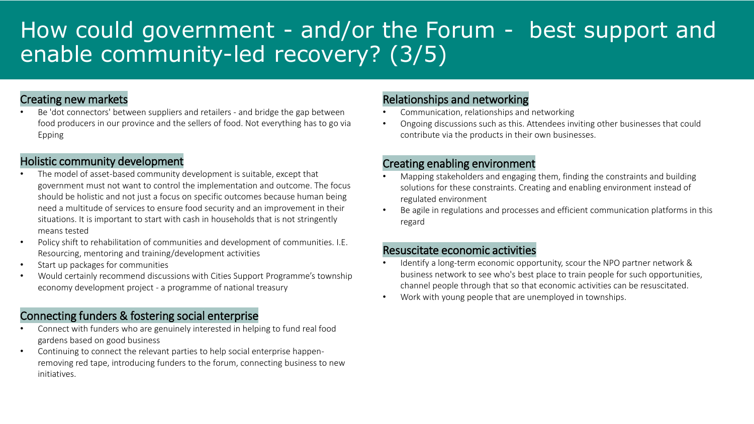# How could government - and/or the Forum - best support and enable community-led recovery? (3/5)

## Creating new markets

- Be 'dot connectors' between suppliers and retailers - and bridge the gap between food producers in our province and the sellers of food. Not everything has to go via Epping

## Holistic community development

- The model of asset-based community development is suitable, except that government must not want to control the implementation and outcome. The focus should be holistic and not just a focus on specific outcomes because human being need a multitude of services to ensure food security and an improvement in their situations. It is important to start with cash in households that is not stringently means tested
- Policy shift to rehabilitation of communities and development of communities. I.E. Resourcing, mentoring and training/development activities
- Start up packages for communities
- Would certainly recommend discussions with Cities Support Programme's township economy development project - a programme of national treasury

## Connecting funders & fostering social enterprise

- Connect with funders who are genuinely interested in helping to fund real food gardens based on good business
- Continuing to connect the relevant parties to help social enterprise happen- removing red tape, introducing funders to the forum, connecting business to new initiatives.

## Relationships and networking

- Communication, relationships and networking
- Ongoing discussions such as this. Attendees inviting other businesses that could contribute via the products in their own businesses.

## Creating enabling environment

- Mapping stakeholders and engaging them, finding the constraints and building solutions for these constraints. Creating and enabling environment instead of regulated environment
- Be agile in regulations and processes and efficient communication platforms in this regard

## Resuscitate economic activities

- Identify a long-term economic opportunity, scour the NPO partner network & business network to see who's best place to train people for such opportunities, channel people through that so that economic activities can be resuscitated.
- Work with young people that are unemployed in townships.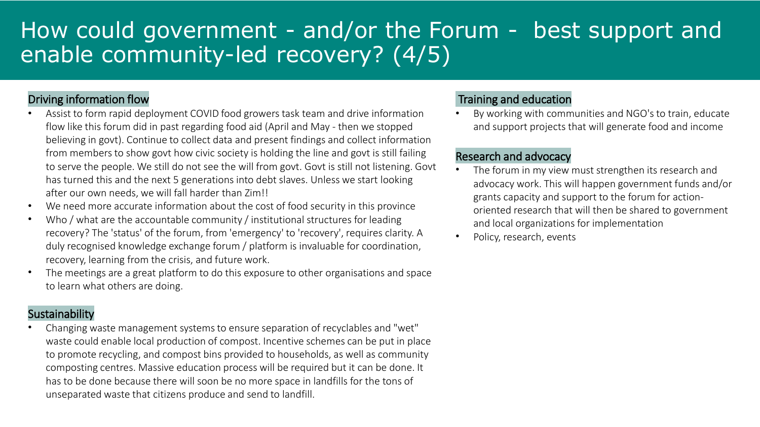# How could government - and/or the Forum - best support and enable community-led recovery? (4/5)

## Driving information flow

- Assist to form rapid deployment COVID food growers task team and drive information flow like this forum did in past regarding food aid (April and May - then we stopped believing in govt). Continue to collect data and present findings and collect information from members to show govt how civic society is holding the line and govt is still failing to serve the people. We still do not see the will from govt. Govt is still not listening. Govt has turned this and the next 5 generations into debt slaves. Unless we start looking after our own needs, we will fall harder than Zim!!
- We need more accurate information about the cost of food security in this province
- Who / what are the accountable community / institutional structures for leading recovery? The 'status' of the forum, from 'emergency' to 'recovery', requires clarity. A duly recognised knowledge exchange forum / platform is invaluable for coordination, recovery, learning from the crisis, and future work.
- The meetings are a great platform to do this exposure to other organisations and space to learn what others are doing.

## Sustainability

- Changing waste management systems to ensure separation of recyclables and "wet" waste could enable local production of compost. Incentive schemes can be put in place to promote recycling, and compost bins provided to households, as well as community composting centres. Massive education process will be required but it can be done. It has to be done because there will soon be no more space in landfills for the tons of unseparated waste that citizens produce and send to landfill.

## Training and education

- By working with communities and NGO's to train, educate and support projects that will generate food and income

## Research and advocacy

- The forum in my view must strengthen its research and advocacy work. This will happen government funds and/or grants capacity and support to the forum for action-oriented research that will then be shared to government and local organizations for implementation
- Policy, research, events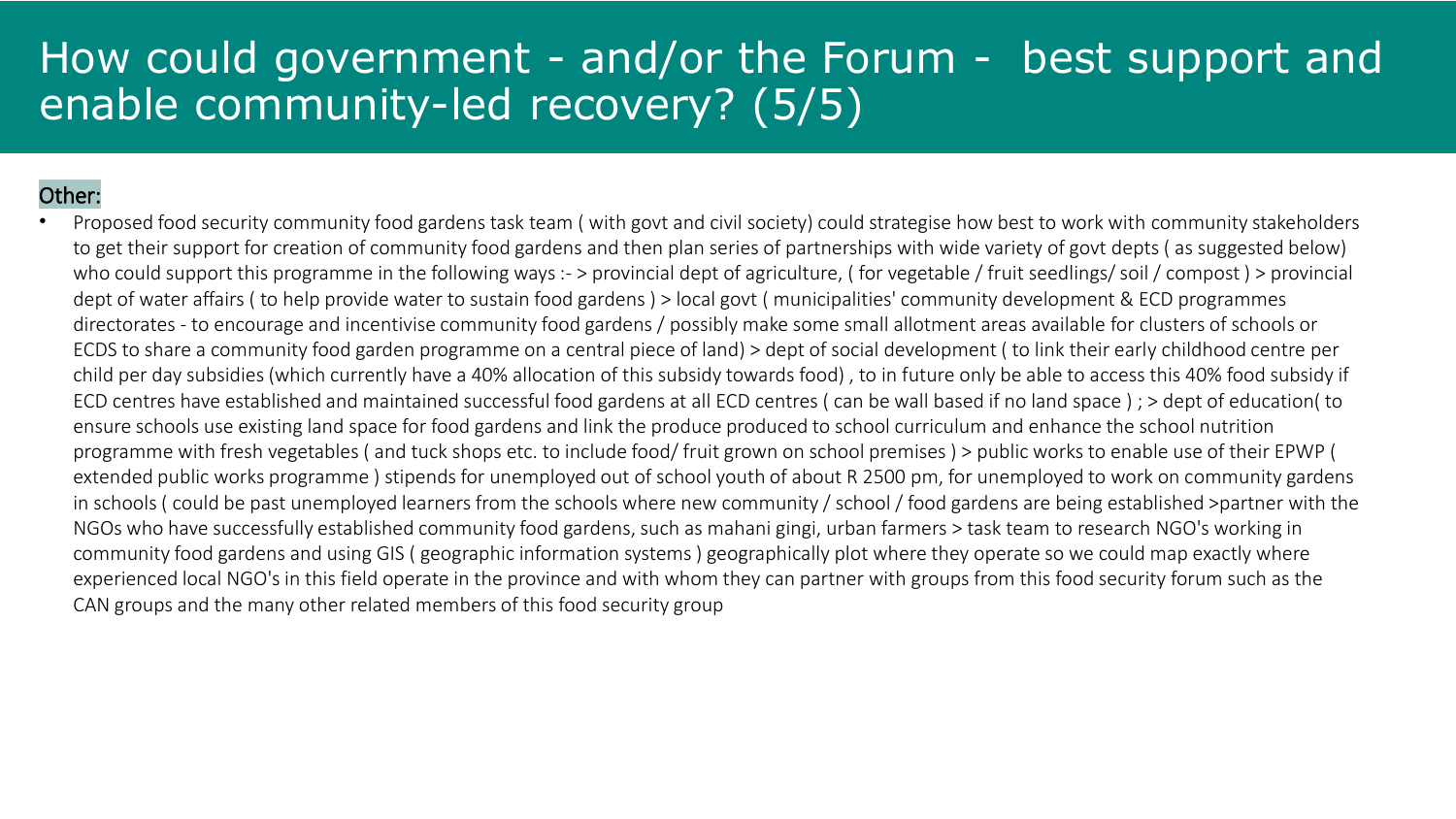# How could government - and/or the Forum - best support and enable community-led recovery? (5/5)

Other:

- Proposed food security community food gardens task team ( with govt and civil society) could strategise how best to work with community stakeholders to get their support for creation of community food gardens and then plan series of partnerships with wide variety of govt depts ( as suggested below) who could support this programme in the following ways :- > provincial dept of agriculture, ( for vegetable / fruit seedlings/ soil / compost ) > provincial dept of water affairs ( to help provide water to sustain food gardens ) > local govt ( municipalities' community development & ECD programmes directorates - to encourage and incentivise community food gardens / possibly make some small allotment areas available for clusters of schools or ECDS to share a community food garden programme on a central piece of land) > dept of social development ( to link their early childhood centre per child per day subsidies (which currently have a 40% allocation of this subsidy towards food) , to in future only be able to access this 40% food subsidy if ECD centres have established and maintained successful food gardens at all ECD centres ( can be wall based if no land space ) ; > dept of education( to ensure schools use existing land space for food gardens and link the produce produced to school curriculum and enhance the school nutrition programme with fresh vegetables ( and tuck shops etc. to include food/ fruit grown on school premises ) > public works to enable use of their EPWP ( extended public works programme ) stipends for unemployed out of school youth of about R 2500 pm, for unemployed to work on community gardens in schools ( could be past unemployed learners from the schools where new community / school / food gardens are being established >partner with the NGOs who have successfully established community food gardens, such as mahani gingi, urban farmers > task team to research NGO's working in community food gardens and using GIS ( geographic information systems ) geographically plot where they operate so we could map exactly where experienced local NGO's in this field operate in the province and with whom they can partner with groups from this food security forum such as the CAN groups and the many other related members of this food security group